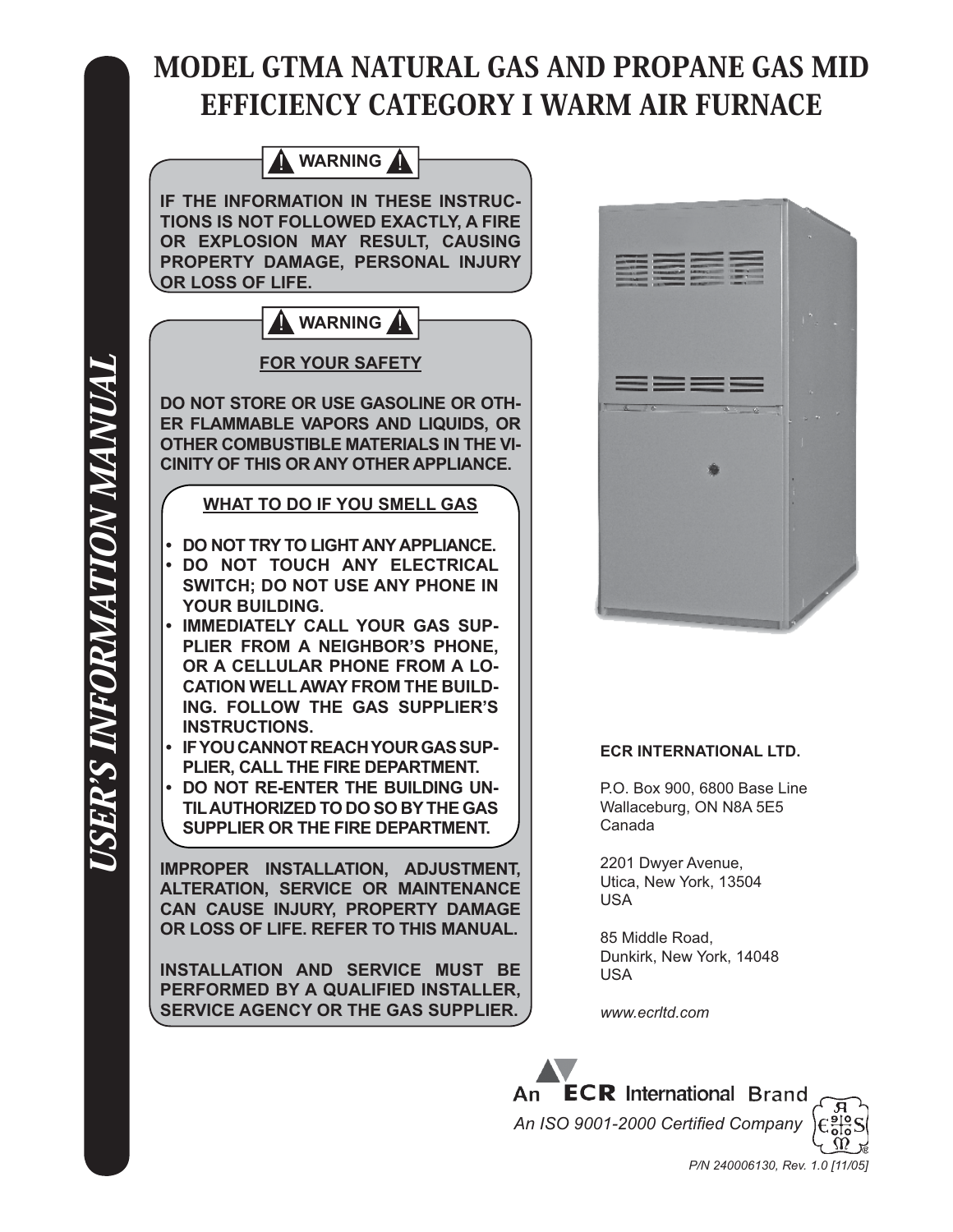# MODEL GTMA NATURAL GAS AND PROPANE GAS MID EFFICIENCY CATEGORY I WARM AIR FURNACE

*USER'S INFORMATION MANUAL*

**⚠ WARNING ⚠**

**IF THE INFORMATION IN THESE INSTRUCTIONS IS NOT FOLLOWED EXACTLY, A FIRE OR EXPLOSION MAY RESULT, CAUSING PROPERTY DAMAGE, PERSONAL INJURY OR LOSS OF LIFE.**

**⚠ WARNING ⚠**

**FOR YOUR SAFETY**

**DO NOT STORE OR USE GASOLINE OR OTHER FLAMMABLE VAPORS AND LIQUIDS, OR OTHER COMBUSTIBLE MATERIALS IN THE VICINITY OF THIS OR ANY OTHER APPLIANCE.**

**WHAT TO DO IF YOU SMELL GAS**

- **DO NOT TRY TO LIGHT ANY APPLIANCE.**
- **DO NOT TOUCH ANY ELECTRICAL SWITCH; DO NOT USE ANY PHONE IN YOUR BUILDING.**
- **IMMEDIATELY CALL YOUR GAS SUPPLIER FROM A NEIGHBOR'S PHONE, OR A CELLULAR PHONE FROM A LOCATION WELL AWAY FROM THE BUILDING. FOLLOW THE GAS SUPPLIER'S INSTRUCTIONS.**
- **IF YOU CANNOT REACH YOUR GAS SUPPLIER, CALL THE FIRE DEPARTMENT.**
- **DO NOT RE-ENTER THE BUILDING UNTIL AUTHORIZED TO DO SO BY THE GAS SUPPLIER OR THE FIRE DEPARTMENT.**

**IMPROPER INSTALLATION, ADJUSTMENT, ALTERATION, SERVICE OR MAINTENANCE CAN CAUSE INJURY, PROPERTY DAMAGE OR LOSS OF LIFE. REFER TO THIS MANUAL.**

**INSTALLATION AND SERVICE MUST BE PERFORMED BY A QUALIFIED INSTALLER, SERVICE AGENCY OR THE GAS SUPPLIER.**

**ECR INTERNATIONAL LTD.**

P.O. Box 900, 6800 Base Line
Wallaceburg, ON N8A 5E5
Canada

2201 Dwyer Avenue,
Utica, New York, 13504
USA

85 Middle Road,
Dunkirk, New York, 14048
USA

*www.ecrltd.com*

An ECR International Brand

*An ISO 9001-2000 Certified Company*

*P/N 240006130, Rev. 1.0 [11/05]*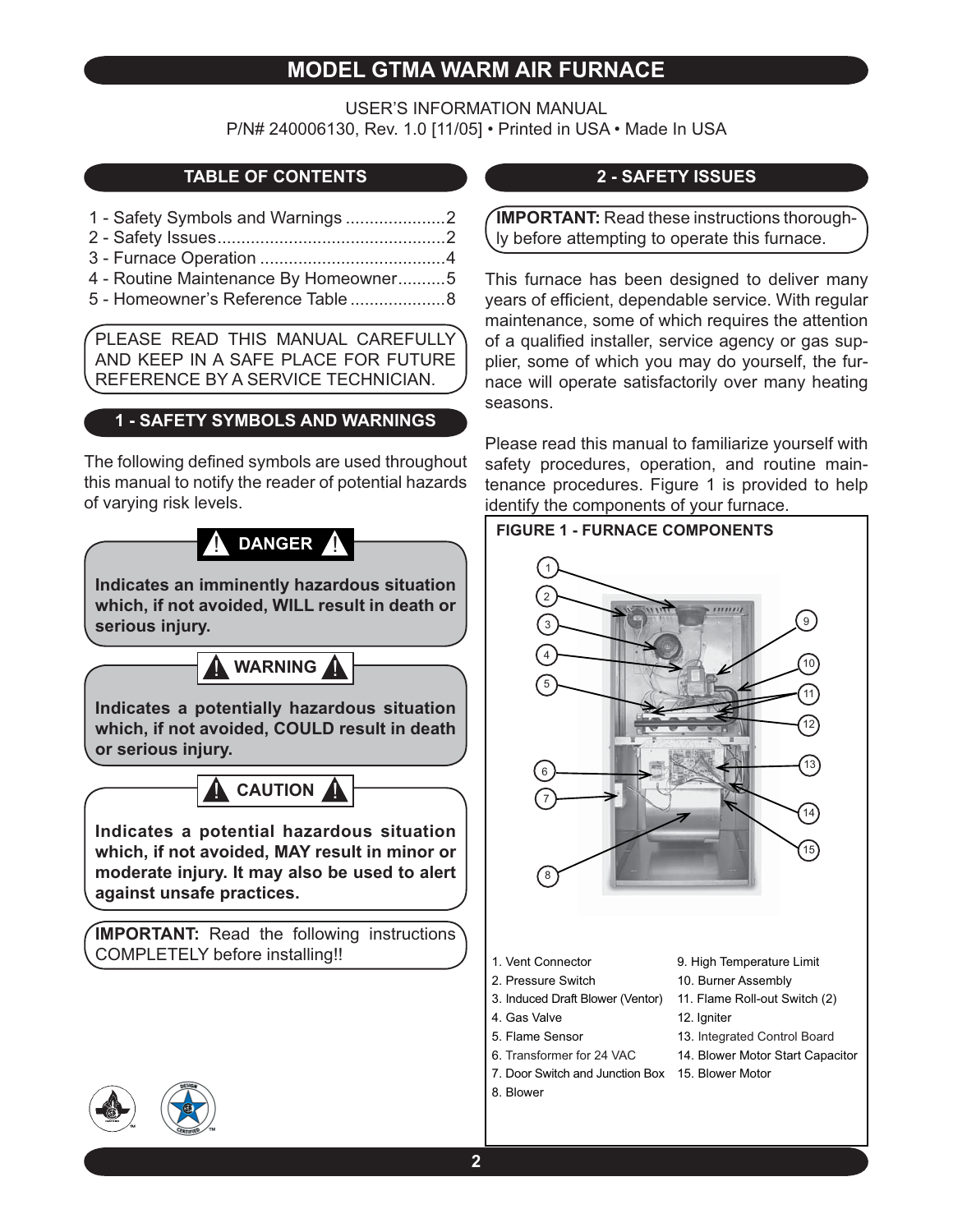# MODEL GTMA WARM AIR FURNACE

USER'S INFORMATION MANUAL
P/N# 240006130, Rev. 1.0 [11/05] • Printed in USA • Made In USA

## TABLE OF CONTENTS

1 - Safety Symbols and Warnings ..................... 2
2 - Safety Issues ..................... 2
3 - Furnace Operation ..................... 4
4 - Routine Maintenance By Homeowner ..................... 5
5 - Homeowner's Reference Table ..................... 8

PLEASE READ THIS MANUAL CAREFULLY AND KEEP IN A SAFE PLACE FOR FUTURE REFERENCE BY A SERVICE TECHNICIAN.

## 1 - SAFETY SYMBOLS AND WARNINGS

The following defined symbols are used throughout this manual to notify the reader of potential hazards of varying risk levels.

**DANGER**

**Indicates an imminently hazardous situation which, if not avoided, WILL result in death or serious injury.**

**WARNING**

**Indicates a potentially hazardous situation which, if not avoided, COULD result in death or serious injury.**

**CAUTION**

**Indicates a potential hazardous situation which, if not avoided, MAY result in minor or moderate injury. It may also be used to alert against unsafe practices.**

**IMPORTANT:** Read the following instructions COMPLETELY before installing!!

## 2 - SAFETY ISSUES

**IMPORTANT:** Read these instructions thoroughly before attempting to operate this furnace.

This furnace has been designed to deliver many years of efficient, dependable service. With regular maintenance, some of which requires the attention of a qualified installer, service agency or gas supplier, some of which you may do yourself, the furnace will operate satisfactorily over many heating seasons.

Please read this manual to familiarize yourself with safety procedures, operation, and routine maintenance procedures. Figure 1 is provided to help identify the components of your furnace.

**FIGURE 1 - FURNACE COMPONENTS**

1. Vent Connector
2. Pressure Switch
3. Induced Draft Blower (Ventor)
4. Gas Valve
5. Flame Sensor
6. Transformer for 24 VAC
7. Door Switch and Junction Box
8. Blower
9. High Temperature Limit
10. Burner Assembly
11. Flame Roll-out Switch (2)
12. Igniter
13. Integrated Control Board
14. Blower Motor Start Capacitor
15. Blower Motor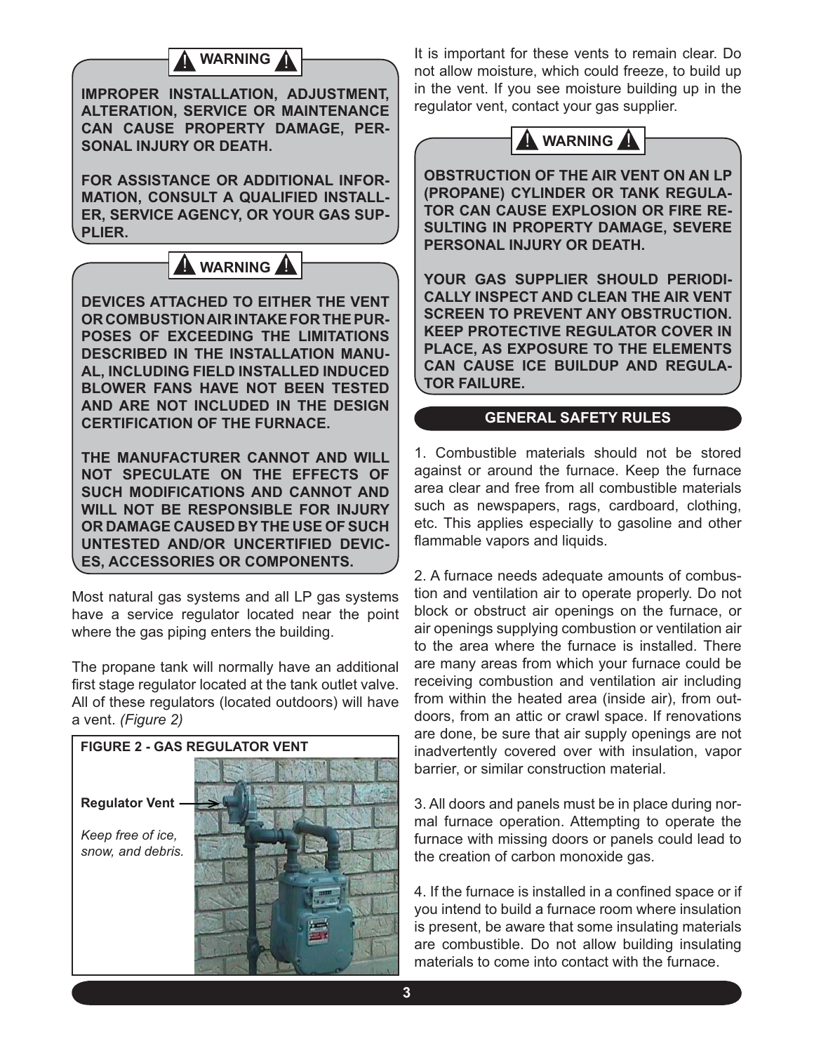**⚠ WARNING ⚠**

**IMPROPER INSTALLATION, ADJUSTMENT, ALTERATION, SERVICE OR MAINTENANCE CAN CAUSE PROPERTY DAMAGE, PERSONAL INJURY OR DEATH.**

**FOR ASSISTANCE OR ADDITIONAL INFORMATION, CONSULT A QUALIFIED INSTALLER, SERVICE AGENCY, OR YOUR GAS SUPPLIER.**

**⚠ WARNING ⚠**

**DEVICES ATTACHED TO EITHER THE VENT OR COMBUSTION AIR INTAKE FOR THE PURPOSES OF EXCEEDING THE LIMITATIONS DESCRIBED IN THE INSTALLATION MANUAL, INCLUDING FIELD INSTALLED INDUCED BLOWER FANS HAVE NOT BEEN TESTED AND ARE NOT INCLUDED IN THE DESIGN CERTIFICATION OF THE FURNACE.**

**THE MANUFACTURER CANNOT AND WILL NOT SPECULATE ON THE EFFECTS OF SUCH MODIFICATIONS AND CANNOT AND WILL NOT BE RESPONSIBLE FOR INJURY OR DAMAGE CAUSED BY THE USE OF SUCH UNTESTED AND/OR UNCERTIFIED DEVICES, ACCESSORIES OR COMPONENTS.**

Most natural gas systems and all LP gas systems have a service regulator located near the point where the gas piping enters the building.

The propane tank will normally have an additional first stage regulator located at the tank outlet valve. All of these regulators (located outdoors) will have a vent. *(Figure 2)*

**FIGURE 2 - GAS REGULATOR VENT**

**Regulator Vent**

*Keep free of ice, snow, and debris.*

It is important for these vents to remain clear. Do not allow moisture, which could freeze, to build up in the vent. If you see moisture building up in the regulator vent, contact your gas supplier.

**⚠ WARNING ⚠**

**OBSTRUCTION OF THE AIR VENT ON AN LP (PROPANE) CYLINDER OR TANK REGULATOR CAN CAUSE EXPLOSION OR FIRE RESULTING IN PROPERTY DAMAGE, SEVERE PERSONAL INJURY OR DEATH.**

**YOUR GAS SUPPLIER SHOULD PERIODICALLY INSPECT AND CLEAN THE AIR VENT SCREEN TO PREVENT ANY OBSTRUCTION. KEEP PROTECTIVE REGULATOR COVER IN PLACE, AS EXPOSURE TO THE ELEMENTS CAN CAUSE ICE BUILDUP AND REGULATOR FAILURE.**

## GENERAL SAFETY RULES

1. Combustible materials should not be stored against or around the furnace. Keep the furnace area clear and free from all combustible materials such as newspapers, rags, cardboard, clothing, etc. This applies especially to gasoline and other flammable vapors and liquids.

2. A furnace needs adequate amounts of combustion and ventilation air to operate properly. Do not block or obstruct air openings on the furnace, or air openings supplying combustion or ventilation air to the area where the furnace is installed. There are many areas from which your furnace could be receiving combustion and ventilation air including from within the heated area (inside air), from outdoors, from an attic or crawl space. If renovations are done, be sure that air supply openings are not inadvertently covered over with insulation, vapor barrier, or similar construction material.

3. All doors and panels must be in place during normal furnace operation. Attempting to operate the furnace with missing doors or panels could lead to the creation of carbon monoxide gas.

4. If the furnace is installed in a confined space or if you intend to build a furnace room where insulation is present, be aware that some insulating materials are combustible. Do not allow building insulating materials to come into contact with the furnace.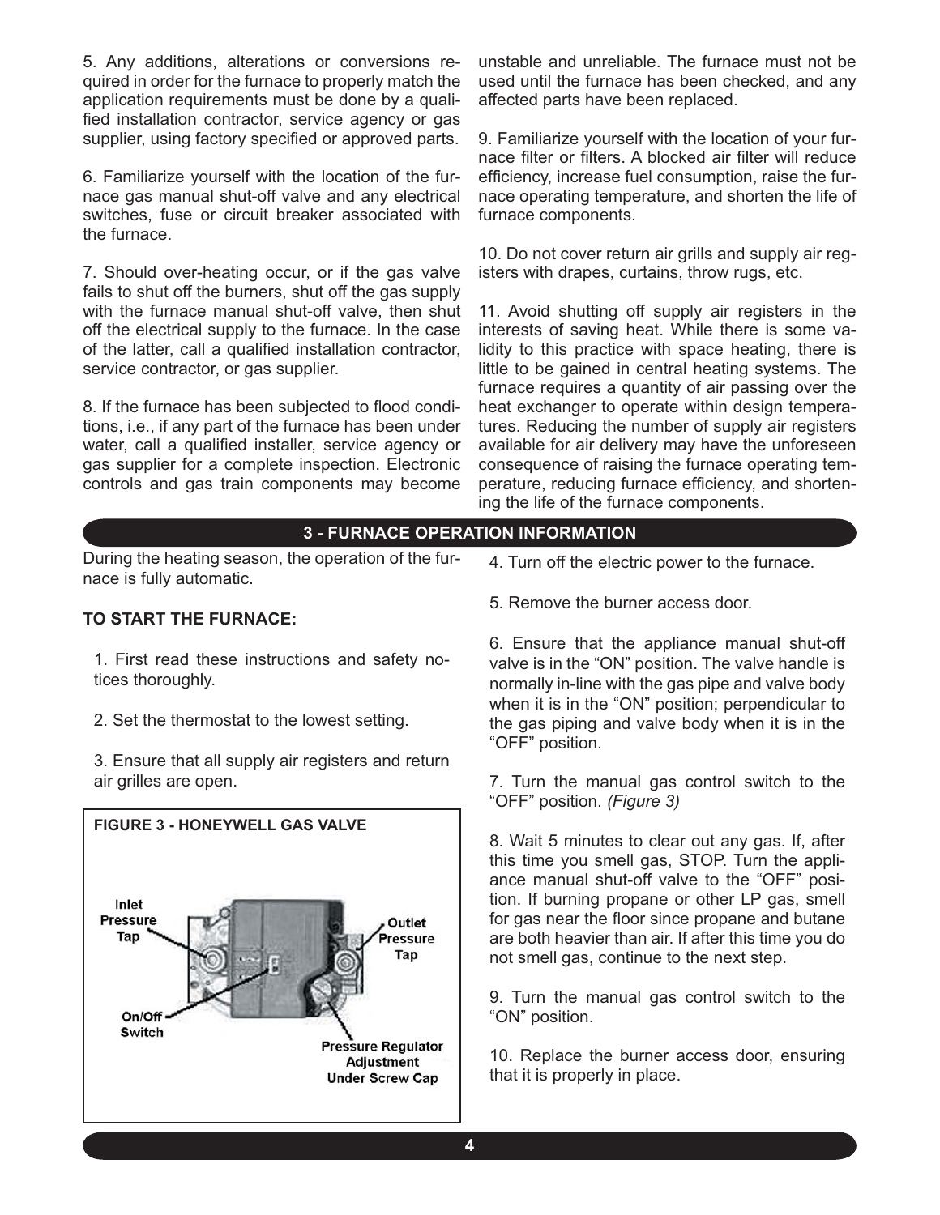5. Any additions, alterations or conversions required in order for the furnace to properly match the application requirements must be done by a qualified installation contractor, service agency or gas supplier, using factory specified or approved parts.

6. Familiarize yourself with the location of the furnace gas manual shut-off valve and any electrical switches, fuse or circuit breaker associated with the furnace.

7. Should over-heating occur, or if the gas valve fails to shut off the burners, shut off the gas supply with the furnace manual shut-off valve, then shut off the electrical supply to the furnace. In the case of the latter, call a qualified installation contractor, service contractor, or gas supplier.

8. If the furnace has been subjected to flood conditions, i.e., if any part of the furnace has been under water, call a qualified installer, service agency or gas supplier for a complete inspection. Electronic controls and gas train components may become unstable and unreliable. The furnace must not be used until the furnace has been checked, and any affected parts have been replaced.

9. Familiarize yourself with the location of your furnace filter or filters. A blocked air filter will reduce efficiency, increase fuel consumption, raise the furnace operating temperature, and shorten the life of furnace components.

10. Do not cover return air grills and supply air registers with drapes, curtains, throw rugs, etc.

11. Avoid shutting off supply air registers in the interests of saving heat. While there is some validity to this practice with space heating, there is little to be gained in central heating systems. The furnace requires a quantity of air passing over the heat exchanger to operate within design temperatures. Reducing the number of supply air registers available for air delivery may have the unforeseen consequence of raising the furnace operating temperature, reducing furnace efficiency, and shortening the life of the furnace components.

## 3 - FURNACE OPERATION INFORMATION

During the heating season, the operation of the furnace is fully automatic.

**TO START THE FURNACE:**

1. First read these instructions and safety notices thoroughly.

2. Set the thermostat to the lowest setting.

3. Ensure that all supply air registers and return air grilles are open.

**FIGURE 3 - HONEYWELL GAS VALVE**

Inlet Pressure Tap

Outlet Pressure Tap

On/Off Switch

Pressure Regulator Adjustment Under Screw Cap

4. Turn off the electric power to the furnace.

5. Remove the burner access door.

6. Ensure that the appliance manual shut-off valve is in the "ON" position. The valve handle is normally in-line with the gas pipe and valve body when it is in the "ON" position; perpendicular to the gas piping and valve body when it is in the "OFF" position.

7. Turn the manual gas control switch to the "OFF" position. *(Figure 3)*

8. Wait 5 minutes to clear out any gas. If, after this time you smell gas, STOP. Turn the appliance manual shut-off valve to the "OFF" position. If burning propane or other LP gas, smell for gas near the floor since propane and butane are both heavier than air. If after this time you do not smell gas, continue to the next step.

9. Turn the manual gas control switch to the "ON" position.

10. Replace the burner access door, ensuring that it is properly in place.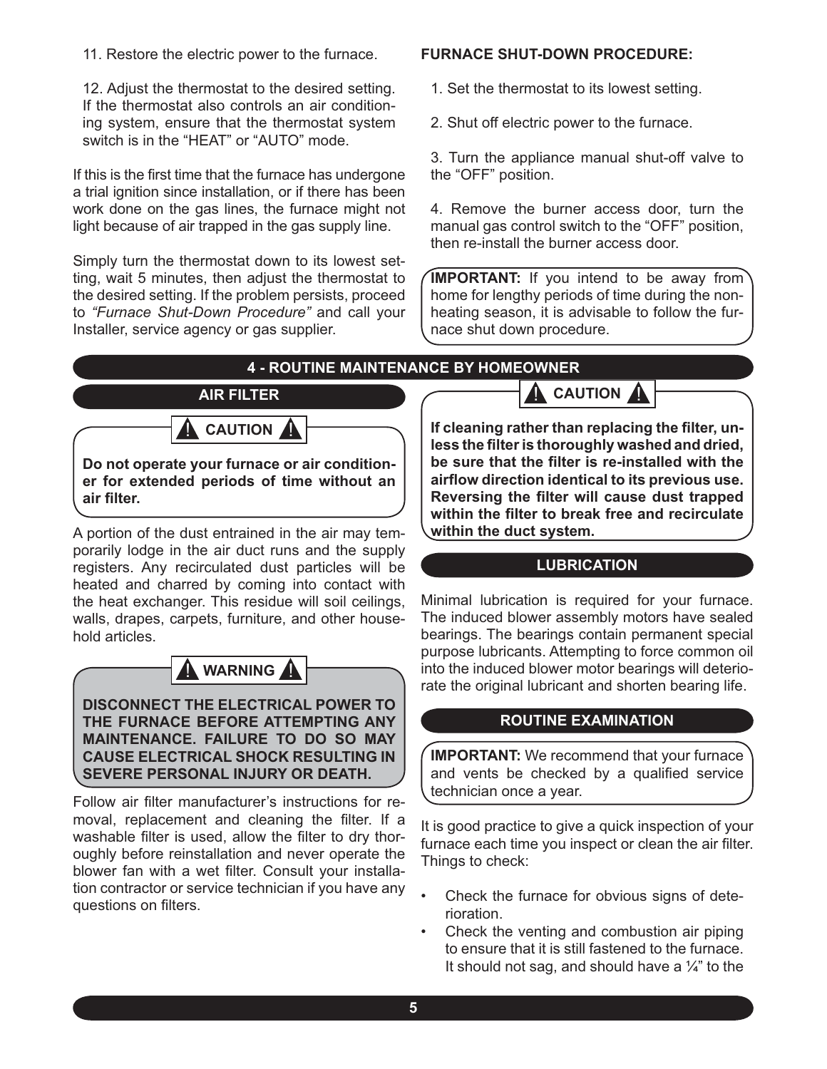11. Restore the electric power to the furnace.

12. Adjust the thermostat to the desired setting. If the thermostat also controls an air conditioning system, ensure that the thermostat system switch is in the "HEAT" or "AUTO" mode.

If this is the first time that the furnace has undergone a trial ignition since installation, or if there has been work done on the gas lines, the furnace might not light because of air trapped in the gas supply line.

Simply turn the thermostat down to its lowest setting, wait 5 minutes, then adjust the thermostat to the desired setting. If the problem persists, proceed to *"Furnace Shut-Down Procedure"* and call your Installer, service agency or gas supplier.

**FURNACE SHUT-DOWN PROCEDURE:**

1. Set the thermostat to its lowest setting.

2. Shut off electric power to the furnace.

3. Turn the appliance manual shut-off valve to the "OFF" position.

4. Remove the burner access door, turn the manual gas control switch to the "OFF" position, then re-install the burner access door.

**IMPORTANT:** If you intend to be away from home for lengthy periods of time during the non-heating season, it is advisable to follow the furnace shut down procedure.

## 4 - ROUTINE MAINTENANCE BY HOMEOWNER

### AIR FILTER

**CAUTION**

**Do not operate your furnace or air conditioner for extended periods of time without an air filter.**

A portion of the dust entrained in the air may temporarily lodge in the air duct runs and the supply registers. Any recirculated dust particles will be heated and charred by coming into contact with the heat exchanger. This residue will soil ceilings, walls, drapes, carpets, furniture, and other household articles.

**WARNING**

**DISCONNECT THE ELECTRICAL POWER TO THE FURNACE BEFORE ATTEMPTING ANY MAINTENANCE. FAILURE TO DO SO MAY CAUSE ELECTRICAL SHOCK RESULTING IN SEVERE PERSONAL INJURY OR DEATH.**

Follow air filter manufacturer's instructions for removal, replacement and cleaning the filter. If a washable filter is used, allow the filter to dry thoroughly before reinstallation and never operate the blower fan with a wet filter. Consult your installation contractor or service technician if you have any questions on filters.

**CAUTION**

**If cleaning rather than replacing the filter, unless the filter is thoroughly washed and dried, be sure that the filter is re-installed with the airflow direction identical to its previous use. Reversing the filter will cause dust trapped within the filter to break free and recirculate within the duct system.**

### LUBRICATION

Minimal lubrication is required for your furnace. The induced blower assembly motors have sealed bearings. The bearings contain permanent special purpose lubricants. Attempting to force common oil into the induced blower motor bearings will deteriorate the original lubricant and shorten bearing life.

### ROUTINE EXAMINATION

**IMPORTANT:** We recommend that your furnace and vents be checked by a qualified service technician once a year.

It is good practice to give a quick inspection of your furnace each time you inspect or clean the air filter. Things to check:

- Check the furnace for obvious signs of deterioration.
- Check the venting and combustion air piping to ensure that it is still fastened to the furnace. It should not sag, and should have a ¼" to the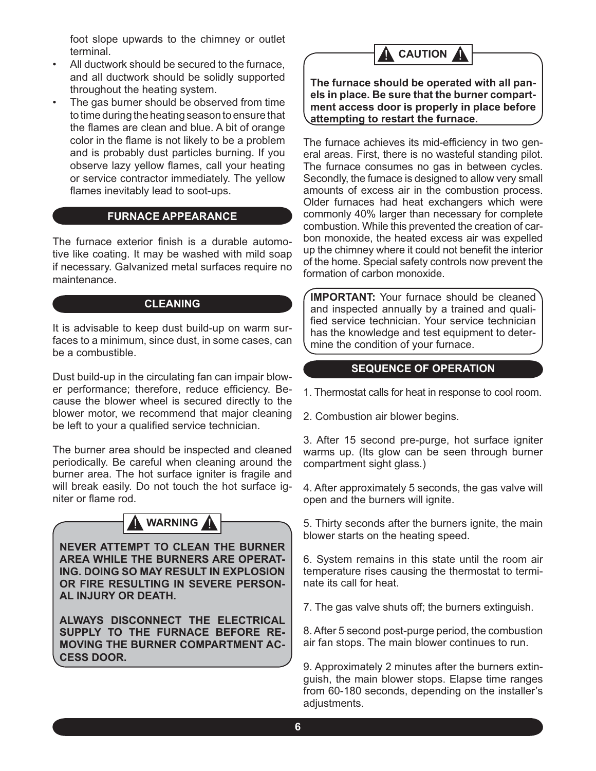foot slope upwards to the chimney or outlet terminal.

- All ductwork should be secured to the furnace, and all ductwork should be solidly supported throughout the heating system.
- The gas burner should be observed from time to time during the heating season to ensure that the flames are clean and blue. A bit of orange color in the flame is not likely to be a problem and is probably dust particles burning. If you observe lazy yellow flames, call your heating or service contractor immediately. The yellow flames inevitably lead to soot-ups.

## FURNACE APPEARANCE

The furnace exterior finish is a durable automotive like coating. It may be washed with mild soap if necessary. Galvanized metal surfaces require no maintenance.

## CLEANING

It is advisable to keep dust build-up on warm surfaces to a minimum, since dust, in some cases, can be a combustible.

Dust build-up in the circulating fan can impair blower performance; therefore, reduce efficiency. Because the blower wheel is secured directly to the blower motor, we recommend that major cleaning be left to your a qualified service technician.

The burner area should be inspected and cleaned periodically. Be careful when cleaning around the burner area. The hot surface igniter is fragile and will break easily. Do not touch the hot surface igniter or flame rod.

> **⚠ WARNING ⚠**
>
> **NEVER ATTEMPT TO CLEAN THE BURNER AREA WHILE THE BURNERS ARE OPERATING. DOING SO MAY RESULT IN EXPLOSION OR FIRE RESULTING IN SEVERE PERSONAL INJURY OR DEATH.**
>
> **ALWAYS DISCONNECT THE ELECTRICAL SUPPLY TO THE FURNACE BEFORE REMOVING THE BURNER COMPARTMENT ACCESS DOOR.**

> **⚠ CAUTION ⚠**
>
> **The furnace should be operated with all panels in place. Be sure that the burner compartment access door is properly in place before attempting to restart the furnace.**

The furnace achieves its mid-efficiency in two general areas. First, there is no wasteful standing pilot. The furnace consumes no gas in between cycles. Secondly, the furnace is designed to allow very small amounts of excess air in the combustion process. Older furnaces had heat exchangers which were commonly 40% larger than necessary for complete combustion. While this prevented the creation of carbon monoxide, the heated excess air was expelled up the chimney where it could not benefit the interior of the home. Special safety controls now prevent the formation of carbon monoxide.

> **IMPORTANT:** Your furnace should be cleaned and inspected annually by a trained and qualified service technician. Your service technician has the knowledge and test equipment to determine the condition of your furnace.

## SEQUENCE OF OPERATION

1. Thermostat calls for heat in response to cool room.

2. Combustion air blower begins.

3. After 15 second pre-purge, hot surface igniter warms up. (Its glow can be seen through burner compartment sight glass.)

4. After approximately 5 seconds, the gas valve will open and the burners will ignite.

5. Thirty seconds after the burners ignite, the main blower starts on the heating speed.

6. System remains in this state until the room air temperature rises causing the thermostat to terminate its call for heat.

7. The gas valve shuts off; the burners extinguish.

8. After 5 second post-purge period, the combustion air fan stops. The main blower continues to run.

9. Approximately 2 minutes after the burners extinguish, the main blower stops. Elapse time ranges from 60-180 seconds, depending on the installer's adjustments.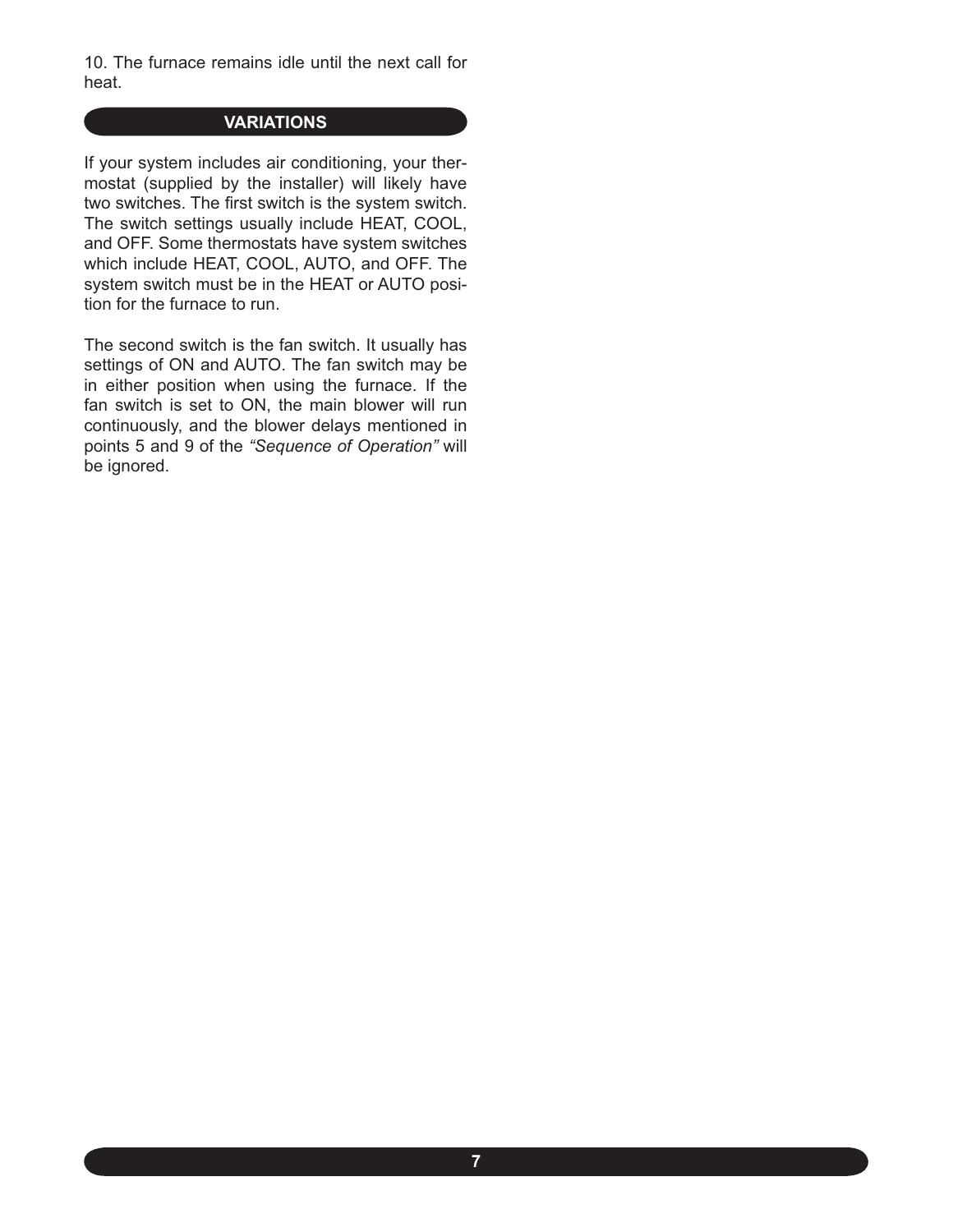10. The furnace remains idle until the next call for heat.

## VARIATIONS

If your system includes air conditioning, your thermostat (supplied by the installer) will likely have two switches. The first switch is the system switch. The switch settings usually include HEAT, COOL, and OFF. Some thermostats have system switches which include HEAT, COOL, AUTO, and OFF. The system switch must be in the HEAT or AUTO position for the furnace to run.

The second switch is the fan switch. It usually has settings of ON and AUTO. The fan switch may be in either position when using the furnace. If the fan switch is set to ON, the main blower will run continuously, and the blower delays mentioned in points 5 and 9 of the *"Sequence of Operation"* will be ignored.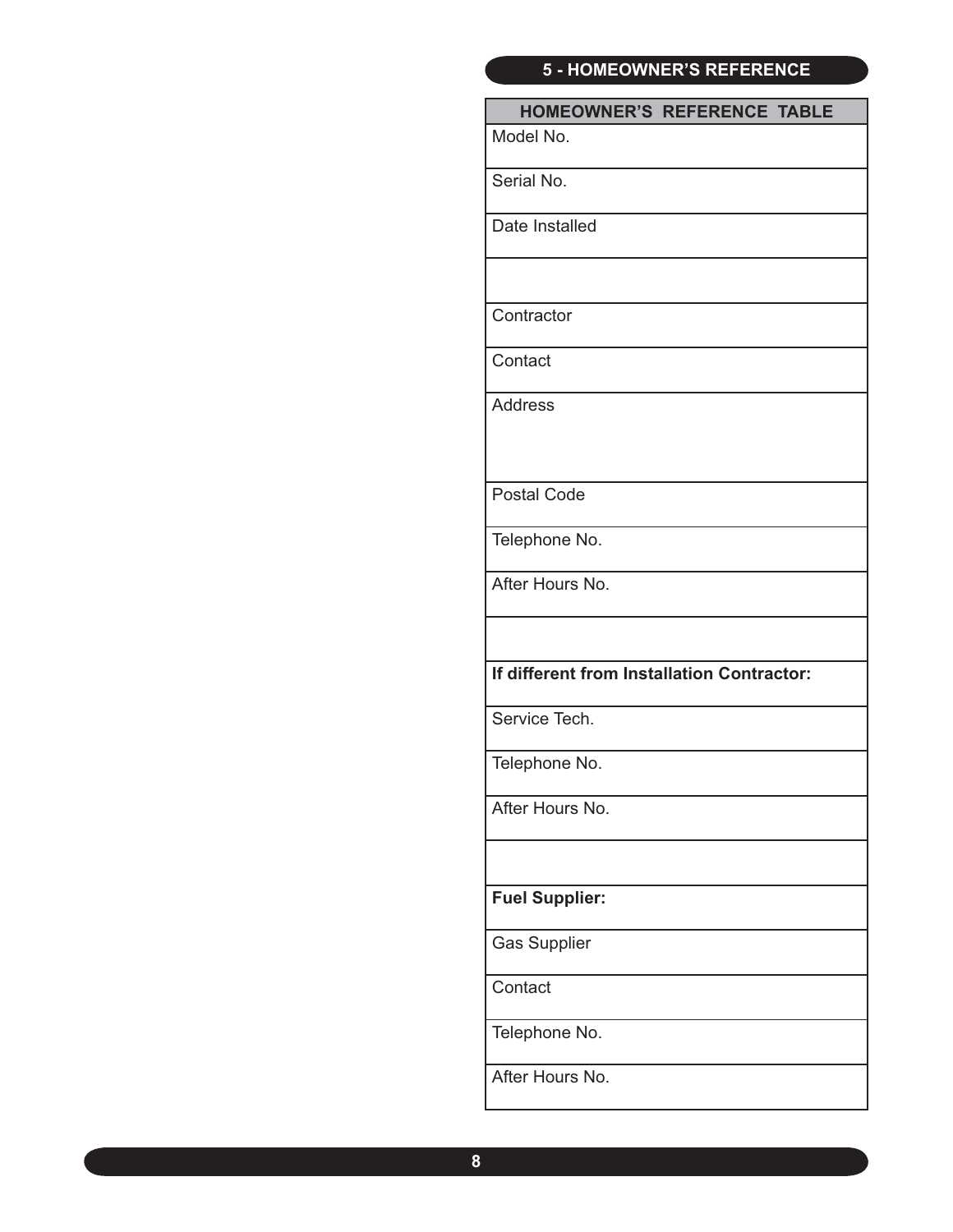## 5 - HOMEOWNER'S REFERENCE

| HOMEOWNER'S REFERENCE TABLE |
|---|
| Model No. |
| Serial No. |
| Date Installed |
| |
| Contractor |
| Contact |
| Address |
| Postal Code |
| Telephone No. |
| After Hours No. |
| |
| **If different from Installation Contractor:** |
| Service Tech. |
| Telephone No. |
| After Hours No. |
| |
| **Fuel Supplier:** |
| Gas Supplier |
| Contact |
| Telephone No. |
| After Hours No. |